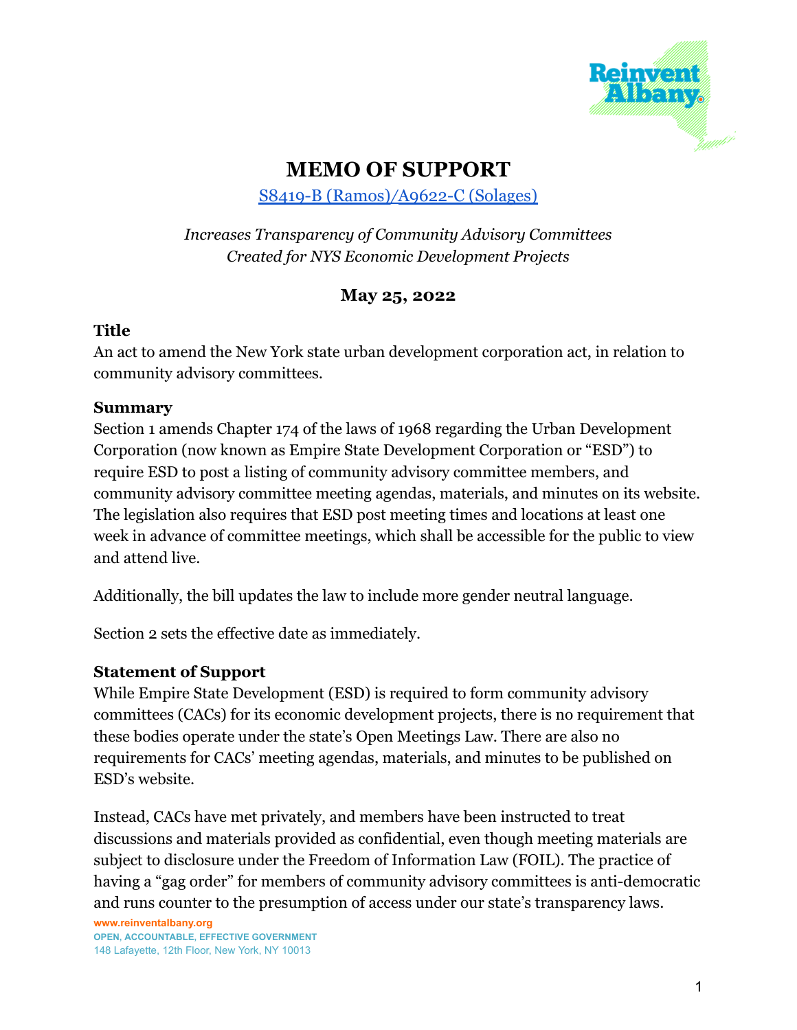# MEMO OF SUPPORT

S8419-B (Ramos)/A9622-C (Solages)

*Increases Transparency of Community Advisory Committees Created for NYS Economic Development Projects*

**May 25, 2022**

### Title

An act to amend the New York state urban development corporation act, in relation to community advisory committees.

### Summary

Section 1 amends Chapter 174 of the laws of 1968 regarding the Urban Development Corporation (now known as Empire State Development Corporation or "ESD") to require ESD to post a listing of community advisory committee members, and community advisory committee meeting agendas, materials, and minutes on its website. The legislation also requires that ESD post meeting times and locations at least one week in advance of committee meetings, which shall be accessible for the public to view and attend live.

Additionally, the bill updates the law to include more gender neutral language.

Section 2 sets the effective date as immediately.

### Statement of Support

While Empire State Development (ESD) is required to form community advisory committees (CACs) for its economic development projects, there is no requirement that these bodies operate under the state's Open Meetings Law. There are also no requirements for CACs' meeting agendas, materials, and minutes to be published on ESD's website.

Instead, CACs have met privately, and members have been instructed to treat discussions and materials provided as confidential, even though meeting materials are subject to disclosure under the Freedom of Information Law (FOIL). The practice of having a "gag order" for members of community advisory committees is anti-democratic and runs counter to the presumption of access under our state's transparency laws.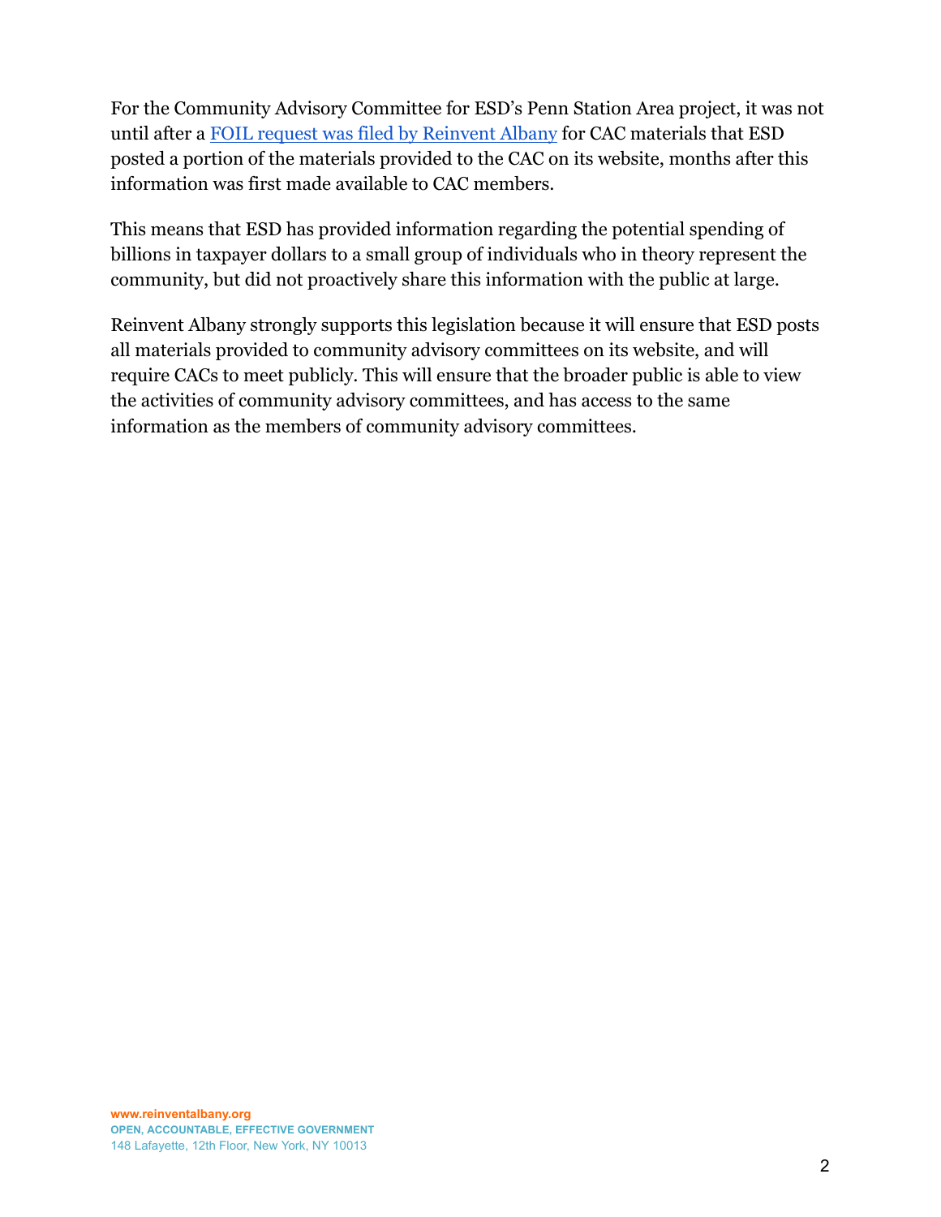For the Community Advisory Committee for ESD's Penn Station Area project, it was not until after a FOIL request was filed by Reinvent Albany for CAC materials that ESD posted a portion of the materials provided to the CAC on its website, months after this information was first made available to CAC members.

This means that ESD has provided information regarding the potential spending of billions in taxpayer dollars to a small group of individuals who in theory represent the community, but did not proactively share this information with the public at large.

Reinvent Albany strongly supports this legislation because it will ensure that ESD posts all materials provided to community advisory committees on its website, and will require CACs to meet publicly. This will ensure that the broader public is able to view the activities of community advisory committees, and has access to the same information as the members of community advisory committees.